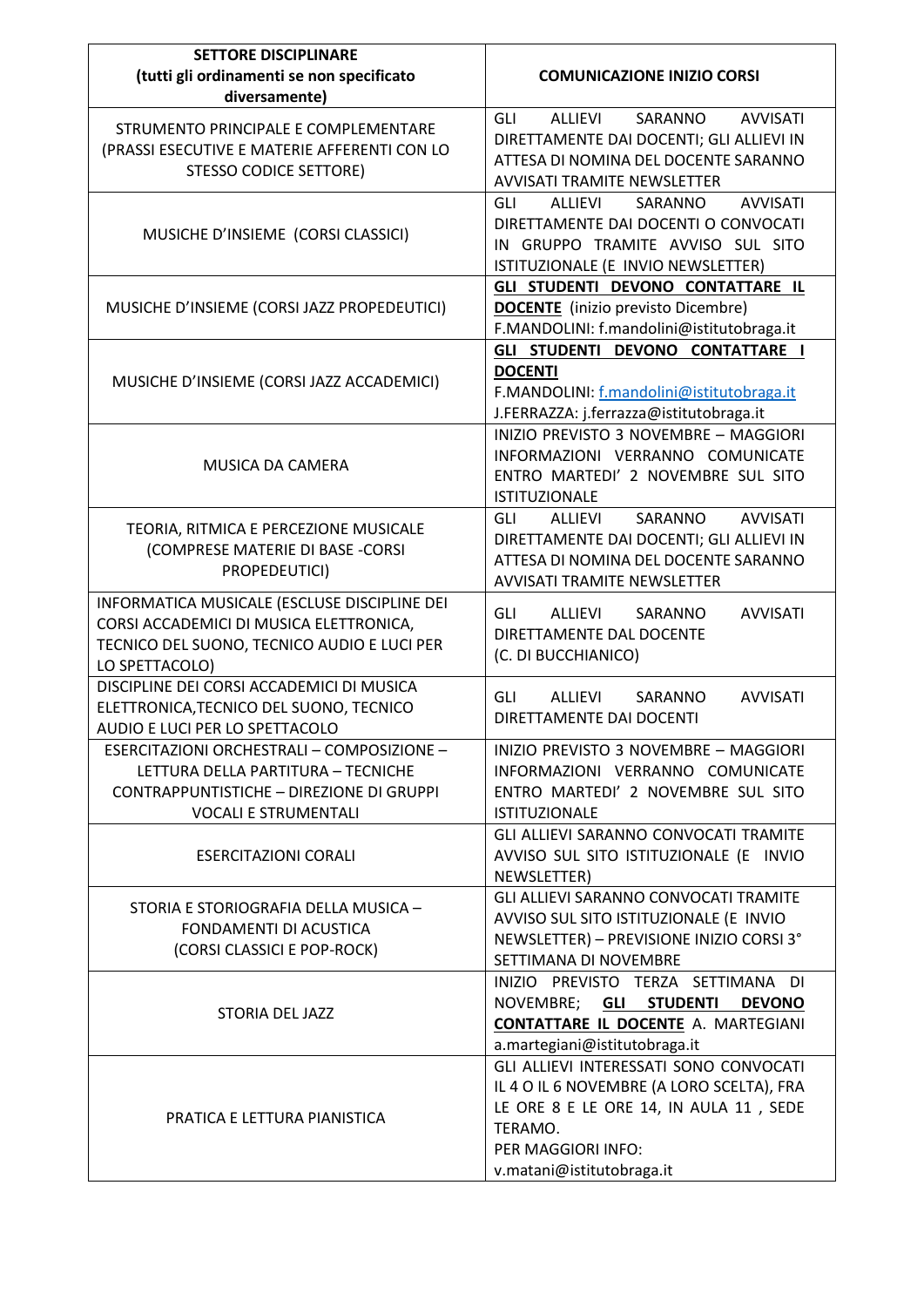| **SETTORE DISCIPLINARE (tutti gli ordinamenti se non specificato diversamente)** | **COMUNICAZIONE INIZIO CORSI** |
|---|---|
| STRUMENTO PRINCIPALE E COMPLEMENTARE (PRASSI ESECUTIVE E MATERIE AFFERENTI CON LO STESSO CODICE SETTORE) | GLI ALLIEVI SARANNO AVVISATI DIRETTAMENTE DAI DOCENTI; GLI ALLIEVI IN ATTESA DI NOMINA DEL DOCENTE SARANNO AVVISATI TRAMITE NEWSLETTER |
| MUSICHE D'INSIEME (CORSI CLASSICI) | GLI ALLIEVI SARANNO AVVISATI DIRETTAMENTE DAI DOCENTI O CONVOCATI IN GRUPPO TRAMITE AVVISO SUL SITO ISTITUZIONALE (E INVIO NEWSLETTER) |
| MUSICHE D'INSIEME (CORSI JAZZ PROPEDEUTICI) | **GLI STUDENTI DEVONO CONTATTARE IL DOCENTE** (inizio previsto Dicembre) F.MANDOLINI: f.mandolini@istitutobraga.it |
| MUSICHE D'INSIEME (CORSI JAZZ ACCADEMICI) | **GLI STUDENTI DEVONO CONTATTARE I DOCENTI** F.MANDOLINI: f.mandolini@istitutobraga.it J.FERRAZZA: j.ferrazza@istitutobraga.it |
| MUSICA DA CAMERA | INIZIO PREVISTO 3 NOVEMBRE – MAGGIORI INFORMAZIONI VERRANNO COMUNICATE ENTRO MARTEDI' 2 NOVEMBRE SUL SITO ISTITUZIONALE |
| TEORIA, RITMICA E PERCEZIONE MUSICALE (COMPRESE MATERIE DI BASE -CORSI PROPEDEUTICI) | GLI ALLIEVI SARANNO AVVISATI DIRETTAMENTE DAI DOCENTI; GLI ALLIEVI IN ATTESA DI NOMINA DEL DOCENTE SARANNO AVVISATI TRAMITE NEWSLETTER |
| INFORMATICA MUSICALE (ESCLUSE DISCIPLINE DEI CORSI ACCADEMICI DI MUSICA ELETTRONICA, TECNICO DEL SUONO, TECNICO AUDIO E LUCI PER LO SPETTACOLO) | GLI ALLIEVI SARANNO AVVISATI DIRETTAMENTE DAL DOCENTE (C. DI BUCCHIANICO) |
| DISCIPLINE DEI CORSI ACCADEMICI DI MUSICA ELETTRONICA,TECNICO DEL SUONO, TECNICO AUDIO E LUCI PER LO SPETTACOLO | GLI ALLIEVI SARANNO AVVISATI DIRETTAMENTE DAI DOCENTI |
| ESERCITAZIONI ORCHESTRALI – COMPOSIZIONE – LETTURA DELLA PARTITURA – TECNICHE CONTRAPPUNTISTICHE – DIREZIONE DI GRUPPI VOCALI E STRUMENTALI | INIZIO PREVISTO 3 NOVEMBRE – MAGGIORI INFORMAZIONI VERRANNO COMUNICATE ENTRO MARTEDI' 2 NOVEMBRE SUL SITO ISTITUZIONALE |
| ESERCITAZIONI CORALI | GLI ALLIEVI SARANNO CONVOCATI TRAMITE AVVISO SUL SITO ISTITUZIONALE (E INVIO NEWSLETTER) |
| STORIA E STORIOGRAFIA DELLA MUSICA – FONDAMENTI DI ACUSTICA (CORSI CLASSICI E POP-ROCK) | GLI ALLIEVI SARANNO CONVOCATI TRAMITE AVVISO SUL SITO ISTITUZIONALE (E INVIO NEWSLETTER) – PREVISIONE INIZIO CORSI 3° SETTIMANA DI NOVEMBRE |
| STORIA DEL JAZZ | INIZIO PREVISTO TERZA SETTIMANA DI NOVEMBRE; **GLI STUDENTI DEVONO CONTATTARE IL DOCENTE** A. MARTEGIANI a.martegiani@istitutobraga.it |
| PRATICA E LETTURA PIANISTICA | GLI ALLIEVI INTERESSATI SONO CONVOCATI IL 4 O IL 6 NOVEMBRE (A LORO SCELTA), FRA LE ORE 8 E LE ORE 14, IN AULA 11 , SEDE TERAMO. PER MAGGIORI INFO: v.matani@istitutobraga.it |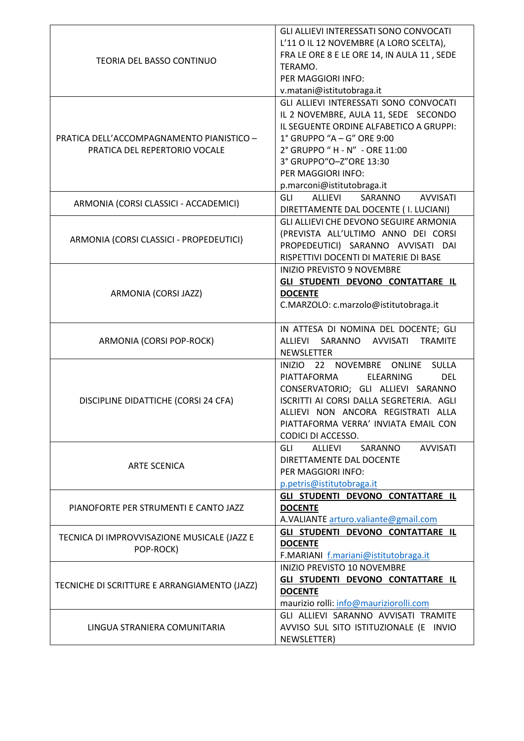| | |
|---|---|
| TEORIA DEL BASSO CONTINUO | GLI ALLIEVI INTERESSATI SONO CONVOCATI L'11 O IL 12 NOVEMBRE (A LORO SCELTA), FRA LE ORE 8 E LE ORE 14, IN AULA 11 , SEDE TERAMO.<br>PER MAGGIORI INFO:<br>v.matani@istitutobraga.it |
| PRATICA DELL'ACCOMPAGNAMENTO PIANISTICO – PRATICA DEL REPERTORIO VOCALE | GLI ALLIEVI INTERESSATI SONO CONVOCATI IL 2 NOVEMBRE, AULA 11, SEDE SECONDO IL SEGUENTE ORDINE ALFABETICO A GRUPPI:<br>1° GRUPPO "A – G" ORE 9:00<br>2° GRUPPO " H - N" - ORE 11:00<br>3° GRUPPO"O–Z"ORE 13:30<br>PER MAGGIORI INFO:<br>p.marconi@istitutobraga.it |
| ARMONIA (CORSI CLASSICI - ACCADEMICI) | GLI ALLIEVI SARANNO AVVISATI DIRETTAMENTE DAL DOCENTE ( I. LUCIANI) |
| ARMONIA (CORSI CLASSICI - PROPEDEUTICI) | GLI ALLIEVI CHE DEVONO SEGUIRE ARMONIA (PREVISTA ALL'ULTIMO ANNO DEI CORSI PROPEDEUTICI) SARANNO AVVISATI DAI RISPETTIVI DOCENTI DI MATERIE DI BASE |
| ARMONIA (CORSI JAZZ) | INIZIO PREVISTO 9 NOVEMBRE<br>**GLI STUDENTI DEVONO CONTATTARE IL DOCENTE**<br>C.MARZOLO: c.marzolo@istitutobraga.it |
| ARMONIA (CORSI POP-ROCK) | IN ATTESA DI NOMINA DEL DOCENTE; GLI ALLIEVI SARANNO AVVISATI TRAMITE NEWSLETTER |
| DISCIPLINE DIDATTICHE (CORSI 24 CFA) | INIZIO 22 NOVEMBRE ONLINE SULLA PIATTAFORMA ELEARNING DEL CONSERVATORIO; GLI ALLIEVI SARANNO ISCRITTI AI CORSI DALLA SEGRETERIA. AGLI ALLIEVI NON ANCORA REGISTRATI ALLA PIATTAFORMA VERRA' INVIATA EMAIL CON CODICI DI ACCESSO. |
| ARTE SCENICA | GLI ALLIEVI SARANNO AVVISATI DIRETTAMENTE DAL DOCENTE<br>PER MAGGIORI INFO:<br>p.petris@istitutobraga.it |
| PIANOFORTE PER STRUMENTI E CANTO JAZZ | **GLI STUDENTI DEVONO CONTATTARE IL DOCENTE**<br>A.VALIANTE arturo.valiante@gmail.com |
| TECNICA DI IMPROVVISAZIONE MUSICALE (JAZZ E POP-ROCK) | **GLI STUDENTI DEVONO CONTATTARE IL DOCENTE**<br>F.MARIANI f.mariani@istitutobraga.it |
| TECNICHE DI SCRITTURE E ARRANGIAMENTO (JAZZ) | INIZIO PREVISTO 10 NOVEMBRE<br>**GLI STUDENTI DEVONO CONTATTARE IL DOCENTE**<br>maurizio rolli: info@mauriziorolli.com |
| LINGUA STRANIERA COMUNITARIA | GLI ALLIEVI SARANNO AVVISATI TRAMITE AVVISO SUL SITO ISTITUZIONALE (E INVIO NEWSLETTER) |